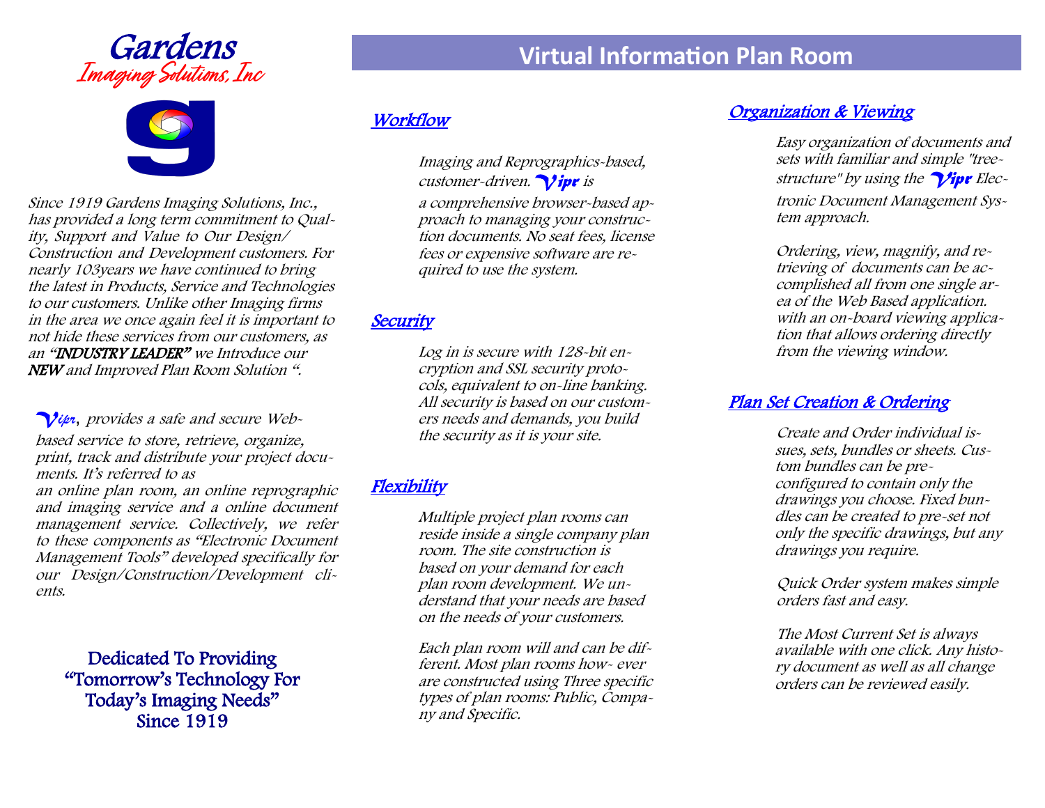# Gardens Imaging Solutions, Inc

Since 1919 Gardens Imaging Solutions, Inc., has provided a long term commitment to Quality, Support and Value to Our Design/Construction and Development customers. For nearly 103years we have continued to bring the latest in Products, Service and Technologies to our customers. Unlike other Imaging firms in the area we once again feel it is important to not hide these services from our customers, as an "**INDUSTRY LEADER**" we Introduce our **NEW** and Improved Plan Room Solution ".

*Vipr*, provides a safe and secure Web-based service to store, retrieve, organize, print, track and distribute your project documents. It's referred to as an online plan room, an online reprographic and imaging service and a online document management service. Collectively, we refer to these components as "Electronic Document Management Tools" developed specifically for our Design/Construction/Development clients.

**Dedicated To Providing "Tomorrow's Technology For Today's Imaging Needs" Since 1919**

## Virtual Information Plan Room

### Workflow

Imaging and Reprographics-based, customer-driven. ***Vipr*** is a comprehensive browser-based approach to managing your construction documents. No seat fees, license fees or expensive software are required to use the system.

### Security

Log in is secure with 128-bit encryption and SSL security protocols, equivalent to on-line banking. All security is based on our customers needs and demands, you build the security as it is your site.

### Flexibility

Multiple project plan rooms can reside inside a single company plan room. The site construction is based on your demand for each plan room development. We understand that your needs are based on the needs of your customers.

Each plan room will and can be different. Most plan rooms how- ever are constructed using Three specific types of plan rooms: Public, Company and Specific.

### Organization & Viewing

Easy organization of documents and sets with familiar and simple "tree-structure" by using the ***Vipr*** Electronic Document Management System approach.

Ordering, view, magnify, and retrieving of documents can be accomplished all from one single area of the Web Based application. with an on-board viewing application that allows ordering directly from the viewing window.

### Plan Set Creation & Ordering

Create and Order individual issues, sets, bundles or sheets. Custom bundles can be pre-configured to contain only the drawings you choose. Fixed bundles can be created to pre-set not only the specific drawings, but any drawings you require.

Quick Order system makes simple orders fast and easy.

The Most Current Set is always available with one click. Any history document as well as all change orders can be reviewed easily.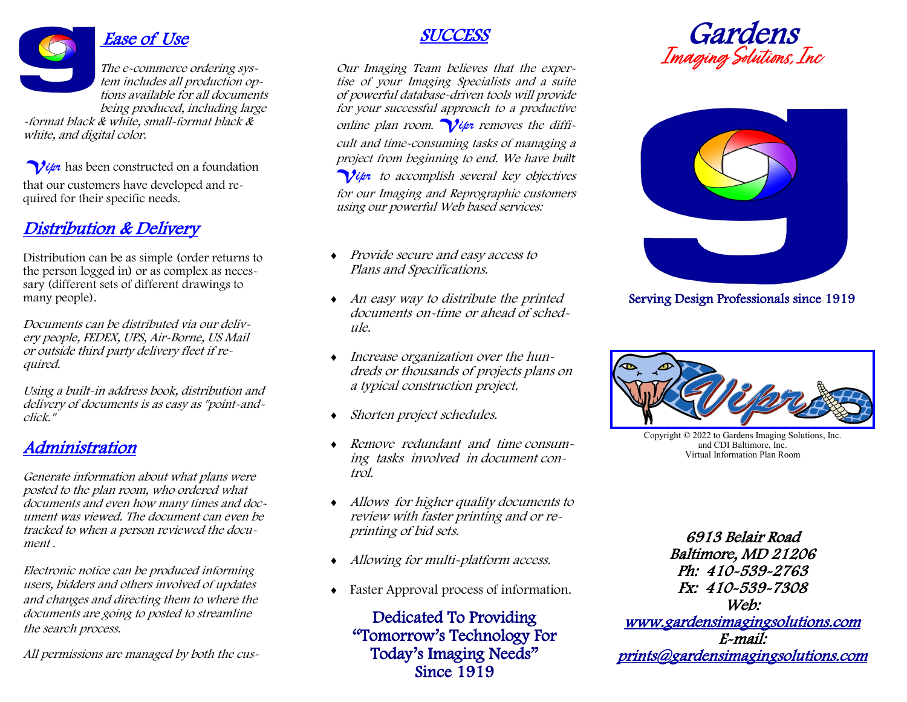## Ease of Use

*The e-commerce ordering system includes all production options available for all documents being produced, including large-format black & white, small-format black & white, and digital color.*

Vipr has been constructed on a foundation that our customers have developed and required for their specific needs.

## Distribution & Delivery

Distribution can be as simple (order returns to the person logged in) or as complex as necessary (different sets of different drawings to many people).

*Documents can be distributed via our delivery people, FEDEX, UPS, Air-Borne, US Mail or outside third party delivery fleet if required.*

*Using a built-in address book, distribution and delivery of documents is as easy as "point-and-click."*

## Administration

*Generate information about what plans were posted to the plan room, who ordered what documents and even how many times and document was viewed. The document can even be tracked to when a person reviewed the document .*

*Electronic notice can be produced informing users, bidders and others involved of updates and changes and directing them to where the documents are going to posted to streamline the search process.*

*All permissions are managed by both the cus-*

## SUCCESS

*Our Imaging Team believes that the expertise of your Imaging Specialists and a suite of powerful database-driven tools will provide for your successful approach to a productive online plan room. Vipr removes the difficult and time-consuming tasks of managing a project from beginning to end. We have built Vipr to accomplish several key objectives for our Imaging and Reprographic customers using our powerful Web based services:*

- *Provide secure and easy access to Plans and Specifications.*
- *An easy way to distribute the printed documents on-time or ahead of schedule.*
- *Increase organization over the hundreds or thousands of projects plans on a typical construction project.*
- *Shorten project schedules.*
- *Remove redundant and time consuming tasks involved in document control.*
- *Allows for higher quality documents to review with faster printing and or reprinting of bid sets.*
- *Allowing for multi-platform access.*
- Faster Approval process of information.

Dedicated To Providing
"Tomorrow's Technology For Today's Imaging Needs"
Since 1919

# Gardens
Imaging Solutions, Inc

Serving Design Professionals since 1919

Copyright © 2022 to Gardens Imaging Solutions, Inc.
and CDI Baltimore, Inc.
Virtual Information Plan Room

*6913 Belair Road*
*Baltimore, MD 21206*
*Ph: 410-539-2763*
*Fx: 410-539-7308*
*Web:*
*www.gardensimagingsolutions.com*
*E-mail:*
*prints@gardensimagingsolutions.com*